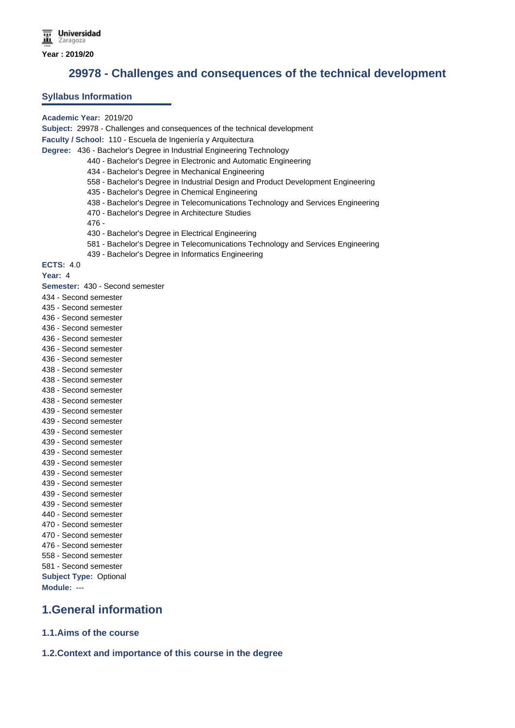Universidad Zaragoza

Year : 2019/20

# 29978 - Challenges and consequences of the technical development

## Syllabus Information

**Academic Year:** 2019/20

**Subject:** 29978 - Challenges and consequences of the technical development

**Faculty / School:** 110 - Escuela de Ingeniería y Arquitectura

**Degree:** 436 - Bachelor's Degree in Industrial Engineering Technology

440 - Bachelor's Degree in Electronic and Automatic Engineering

434 - Bachelor's Degree in Mechanical Engineering

558 - Bachelor's Degree in Industrial Design and Product Development Engineering

435 - Bachelor's Degree in Chemical Engineering

438 - Bachelor's Degree in Telecomunications Technology and Services Engineering

470 - Bachelor's Degree in Architecture Studies

476 -

430 - Bachelor's Degree in Electrical Engineering

581 - Bachelor's Degree in Telecomunications Technology and Services Engineering

439 - Bachelor's Degree in Informatics Engineering

**ECTS:** 4.0

**Year:** 4

**Semester:** 430 - Second semester

434 - Second semester

435 - Second semester

436 - Second semester

436 - Second semester

436 - Second semester

436 - Second semester

436 - Second semester

438 - Second semester

438 - Second semester

438 - Second semester

438 - Second semester

439 - Second semester

439 - Second semester

439 - Second semester

439 - Second semester

439 - Second semester

439 - Second semester

439 - Second semester

439 - Second semester

439 - Second semester

439 - Second semester

440 - Second semester

470 - Second semester

470 - Second semester

476 - Second semester

558 - Second semester

581 - Second semester

**Subject Type:** Optional

**Module:** ---

## 1.General information

### 1.1.Aims of the course

### 1.2.Context and importance of this course in the degree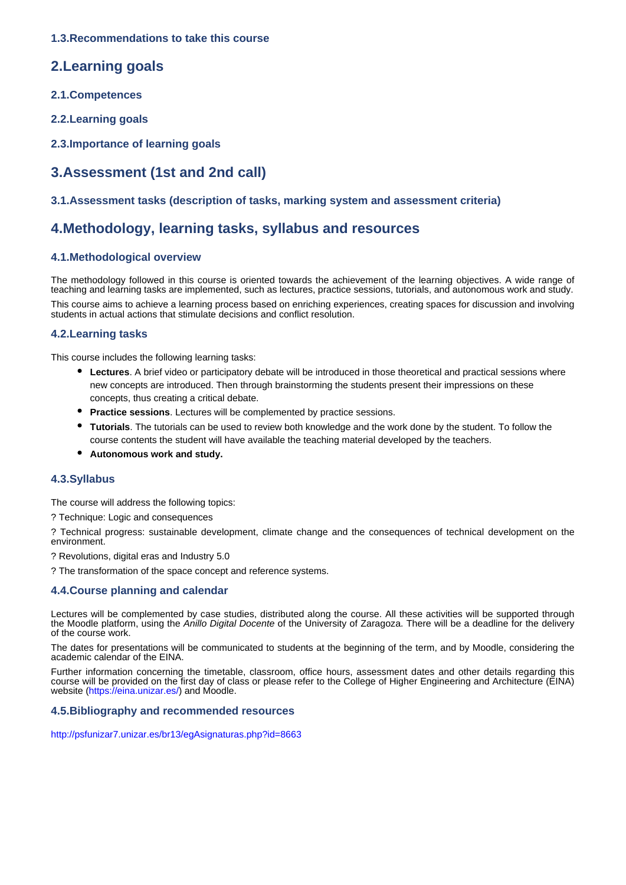### 1.3.Recommendations to take this course

## 2.Learning goals

### 2.1.Competences

### 2.2.Learning goals

### 2.3.Importance of learning goals

## 3.Assessment (1st and 2nd call)

### 3.1.Assessment tasks (description of tasks, marking system and assessment criteria)

## 4.Methodology, learning tasks, syllabus and resources

### 4.1.Methodological overview

The methodology followed in this course is oriented towards the achievement of the learning objectives. A wide range of teaching and learning tasks are implemented, such as lectures, practice sessions, tutorials, and autonomous work and study.

This course aims to achieve a learning process based on enriching experiences, creating spaces for discussion and involving students in actual actions that stimulate decisions and conflict resolution.

### 4.2.Learning tasks

This course includes the following learning tasks:

- **Lectures**. A brief video or participatory debate will be introduced in those theoretical and practical sessions where new concepts are introduced. Then through brainstorming the students present their impressions on these concepts, thus creating a critical debate.
- **Practice sessions**. Lectures will be complemented by practice sessions.
- **Tutorials**. The tutorials can be used to review both knowledge and the work done by the student. To follow the course contents the student will have available the teaching material developed by the teachers.
- **Autonomous work and study.**

### 4.3.Syllabus

The course will address the following topics:

? Technique: Logic and consequences

? Technical progress: sustainable development, climate change and the consequences of technical development on the environment.

? Revolutions, digital eras and Industry 5.0

? The transformation of the space concept and reference systems.

### 4.4.Course planning and calendar

Lectures will be complemented by case studies, distributed along the course. All these activities will be supported through the Moodle platform, using the *Anillo Digital Docente* of the University of Zaragoza. There will be a deadline for the delivery of the course work.

The dates for presentations will be communicated to students at the beginning of the term, and by Moodle, considering the academic calendar of the EINA.

Further information concerning the timetable, classroom, office hours, assessment dates and other details regarding this course will be provided on the first day of class or please refer to the College of Higher Engineering and Architecture (EINA) website (https://eina.unizar.es/) and Moodle.

### 4.5.Bibliography and recommended resources

http://psfunizar7.unizar.es/br13/egAsignaturas.php?id=8663